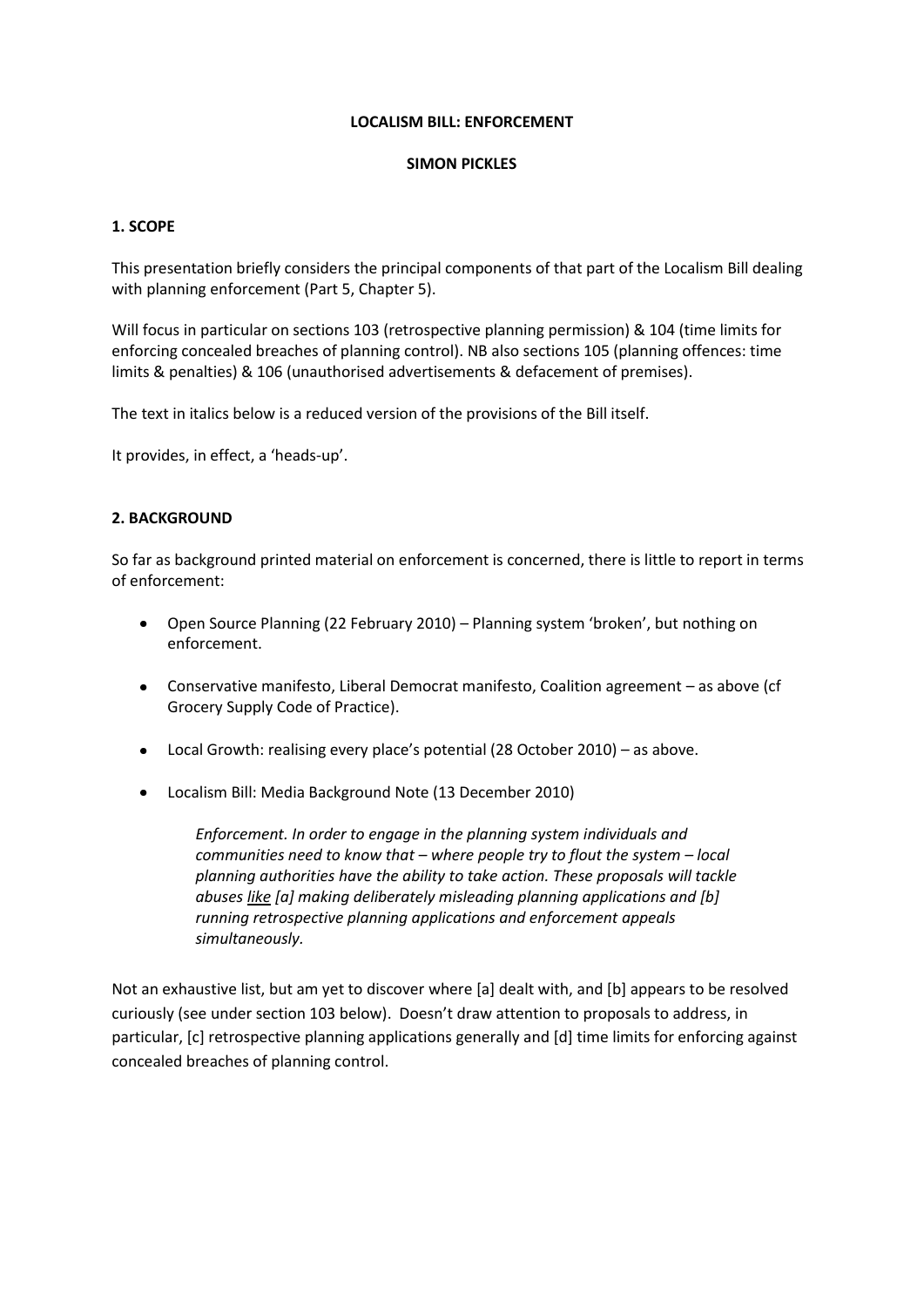**LOCALISM BILL: ENFORCEMENT**

**SIMON PICKLES**

## 1. SCOPE

This presentation briefly considers the principal components of that part of the Localism Bill dealing with planning enforcement (Part 5, Chapter 5).

Will focus in particular on sections 103 (retrospective planning permission) & 104 (time limits for enforcing concealed breaches of planning control). NB also sections 105 (planning offences: time limits & penalties) & 106 (unauthorised advertisements & defacement of premises).

The text in italics below is a reduced version of the provisions of the Bill itself.

It provides, in effect, a 'heads-up'.

## 2. BACKGROUND

So far as background printed material on enforcement is concerned, there is little to report in terms of enforcement:

- Open Source Planning (22 February 2010) – Planning system 'broken', but nothing on enforcement.
- Conservative manifesto, Liberal Democrat manifesto, Coalition agreement – as above (cf Grocery Supply Code of Practice).
- Local Growth: realising every place's potential (28 October 2010) – as above.
- Localism Bill: Media Background Note (13 December 2010)

  > *Enforcement. In order to engage in the planning system individuals and communities need to know that – where people try to flout the system – local planning authorities have the ability to take action. These proposals will tackle abuses* <u>*like*</u> *[a] making deliberately misleading planning applications and [b] running retrospective planning applications and enforcement appeals simultaneously.*

Not an exhaustive list, but am yet to discover where [a] dealt with, and [b] appears to be resolved curiously (see under section 103 below). Doesn't draw attention to proposals to address, in particular, [c] retrospective planning applications generally and [d] time limits for enforcing against concealed breaches of planning control.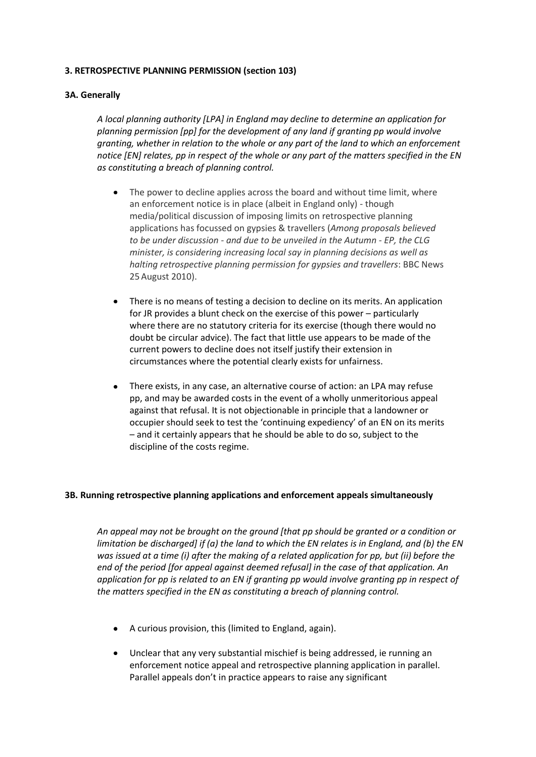### **3. RETROSPECTIVE PLANNING PERMISSION (section 103)**

#### **3A. Generally**

> *A local planning authority [LPA] in England may decline to determine an application for planning permission [pp] for the development of any land if granting pp would involve granting, whether in relation to the whole or any part of the land to which an enforcement notice [EN] relates, pp in respect of the whole or any part of the matters specified in the EN as constituting a breach of planning control.*

- The power to decline applies across the board and without time limit, where an enforcement notice is in place (albeit in England only) - though media/political discussion of imposing limits on retrospective planning applications has focussed on gypsies & travellers (*Among proposals believed to be under discussion - and due to be unveiled in the Autumn - EP, the CLG minister, is considering increasing local say in planning decisions as well as halting retrospective planning permission for gypsies and travellers*: BBC News 25 August 2010).

- There is no means of testing a decision to decline on its merits. An application for JR provides a blunt check on the exercise of this power – particularly where there are no statutory criteria for its exercise (though there would no doubt be circular advice). The fact that little use appears to be made of the current powers to decline does not itself justify their extension in circumstances where the potential clearly exists for unfairness.

- There exists, in any case, an alternative course of action: an LPA may refuse pp, and may be awarded costs in the event of a wholly unmeritorious appeal against that refusal. It is not objectionable in principle that a landowner or occupier should seek to test the 'continuing expediency' of an EN on its merits – and it certainly appears that he should be able to do so, subject to the discipline of the costs regime.

#### **3B. Running retrospective planning applications and enforcement appeals simultaneously**

> *An appeal may not be brought on the ground [that pp should be granted or a condition or limitation be discharged] if (a) the land to which the EN relates is in England, and (b) the EN was issued at a time (i) after the making of a related application for pp, but (ii) before the end of the period [for appeal against deemed refusal] in the case of that application. An application for pp is related to an EN if granting pp would involve granting pp in respect of the matters specified in the EN as constituting a breach of planning control.*

- A curious provision, this (limited to England, again).

- Unclear that any very substantial mischief is being addressed, ie running an enforcement notice appeal and retrospective planning application in parallel. Parallel appeals don't in practice appears to raise any significant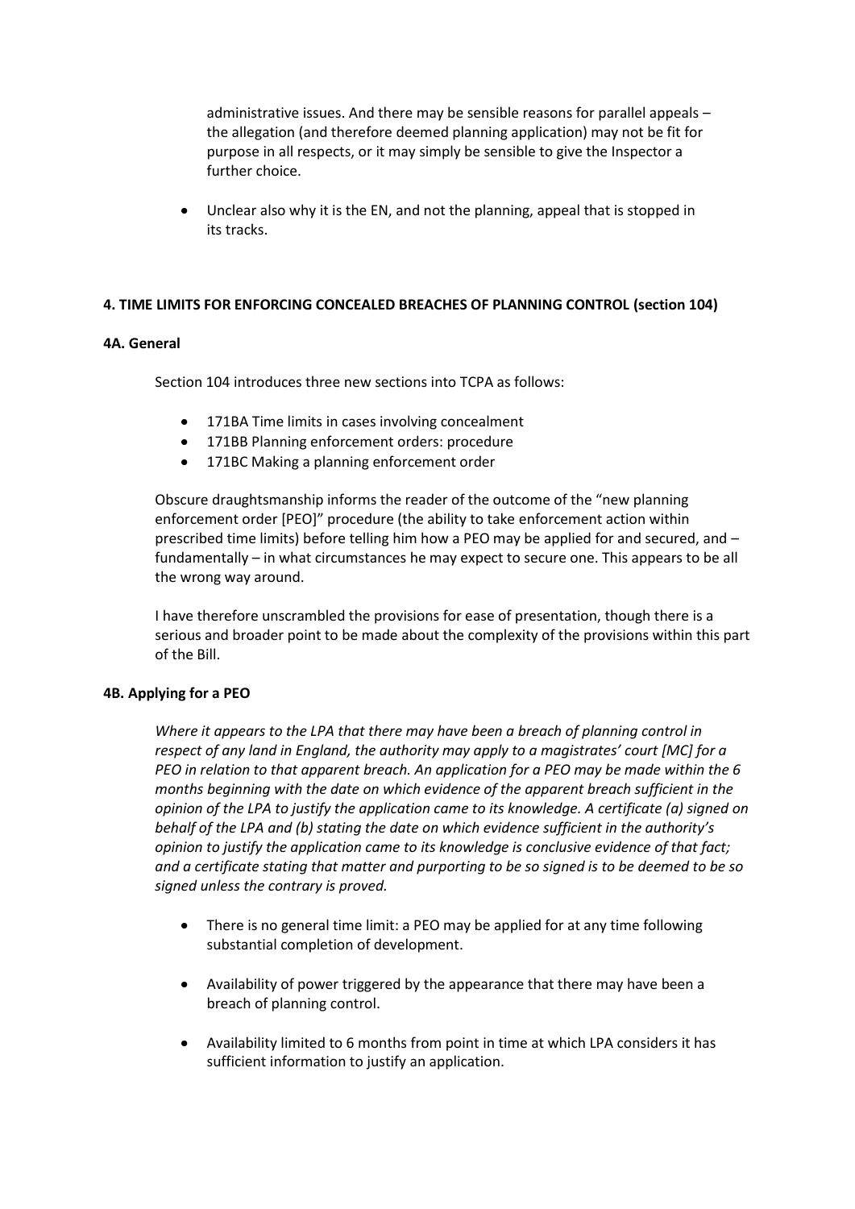administrative issues. And there may be sensible reasons for parallel appeals – the allegation (and therefore deemed planning application) may not be fit for purpose in all respects, or it may simply be sensible to give the Inspector a further choice.

- Unclear also why it is the EN, and not the planning, appeal that is stopped in its tracks.

## 4. TIME LIMITS FOR ENFORCING CONCEALED BREACHES OF PLANNING CONTROL (section 104)

### 4A. General

Section 104 introduces three new sections into TCPA as follows:

- 171BA Time limits in cases involving concealment
- 171BB Planning enforcement orders: procedure
- 171BC Making a planning enforcement order

Obscure draughtsmanship informs the reader of the outcome of the "new planning enforcement order [PEO]" procedure (the ability to take enforcement action within prescribed time limits) before telling him how a PEO may be applied for and secured, and – fundamentally – in what circumstances he may expect to secure one. This appears to be all the wrong way around.

I have therefore unscrambled the provisions for ease of presentation, though there is a serious and broader point to be made about the complexity of the provisions within this part of the Bill.

### 4B. Applying for a PEO

*Where it appears to the LPA that there may have been a breach of planning control in respect of any land in England, the authority may apply to a magistrates' court [MC] for a PEO in relation to that apparent breach. An application for a PEO may be made within the 6 months beginning with the date on which evidence of the apparent breach sufficient in the opinion of the LPA to justify the application came to its knowledge. A certificate (a) signed on behalf of the LPA and (b) stating the date on which evidence sufficient in the authority's opinion to justify the application came to its knowledge is conclusive evidence of that fact; and a certificate stating that matter and purporting to be so signed is to be deemed to be so signed unless the contrary is proved.*

- There is no general time limit: a PEO may be applied for at any time following substantial completion of development.
- Availability of power triggered by the appearance that there may have been a breach of planning control.
- Availability limited to 6 months from point in time at which LPA considers it has sufficient information to justify an application.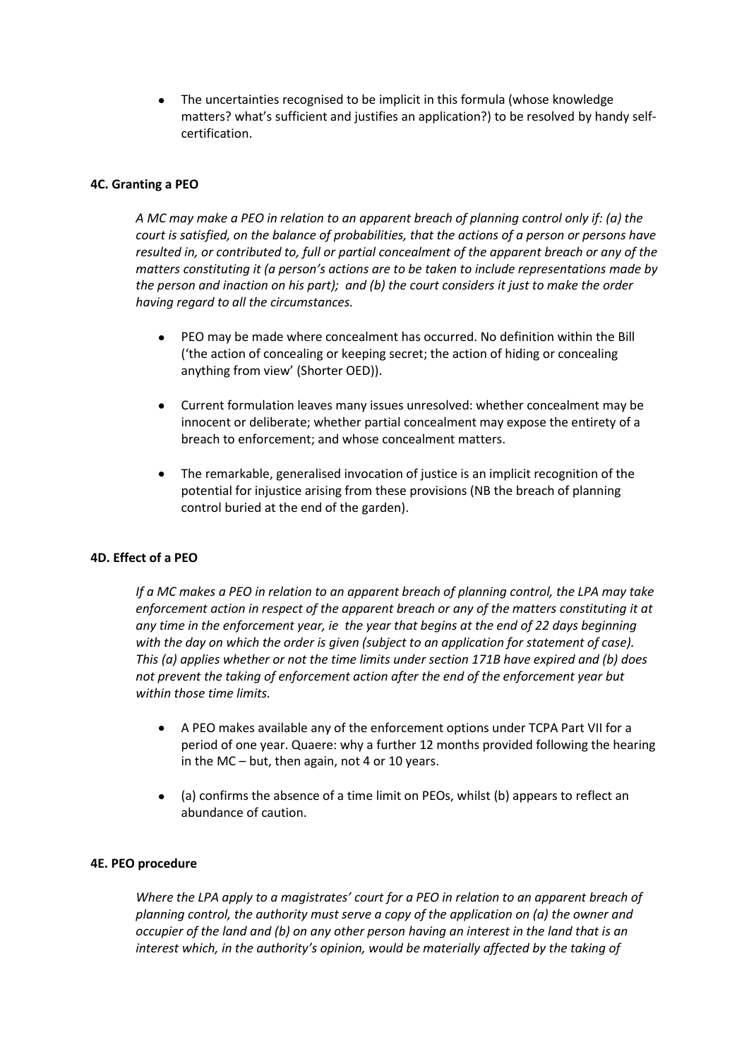- The uncertainties recognised to be implicit in this formula (whose knowledge matters? what's sufficient and justifies an application?) to be resolved by handy self-certification.

**4C. Granting a PEO**

*A MC may make a PEO in relation to an apparent breach of planning control only if: (a) the court is satisfied, on the balance of probabilities, that the actions of a person or persons have resulted in, or contributed to, full or partial concealment of the apparent breach or any of the matters constituting it (a person's actions are to be taken to include representations made by the person and inaction on his part); and (b) the court considers it just to make the order having regard to all the circumstances.*

- PEO may be made where concealment has occurred. No definition within the Bill ('the action of concealing or keeping secret; the action of hiding or concealing anything from view' (Shorter OED)).
- Current formulation leaves many issues unresolved: whether concealment may be innocent or deliberate; whether partial concealment may expose the entirety of a breach to enforcement; and whose concealment matters.
- The remarkable, generalised invocation of justice is an implicit recognition of the potential for injustice arising from these provisions (NB the breach of planning control buried at the end of the garden).

**4D. Effect of a PEO**

*If a MC makes a PEO in relation to an apparent breach of planning control, the LPA may take enforcement action in respect of the apparent breach or any of the matters constituting it at any time in the enforcement year, ie the year that begins at the end of 22 days beginning with the day on which the order is given (subject to an application for statement of case). This (a) applies whether or not the time limits under section 171B have expired and (b) does not prevent the taking of enforcement action after the end of the enforcement year but within those time limits.*

- A PEO makes available any of the enforcement options under TCPA Part VII for a period of one year. Quaere: why a further 12 months provided following the hearing in the MC – but, then again, not 4 or 10 years.
- (a) confirms the absence of a time limit on PEOs, whilst (b) appears to reflect an abundance of caution.

**4E. PEO procedure**

*Where the LPA apply to a magistrates' court for a PEO in relation to an apparent breach of planning control, the authority must serve a copy of the application on (a) the owner and occupier of the land and (b) on any other person having an interest in the land that is an interest which, in the authority's opinion, would be materially affected by the taking of*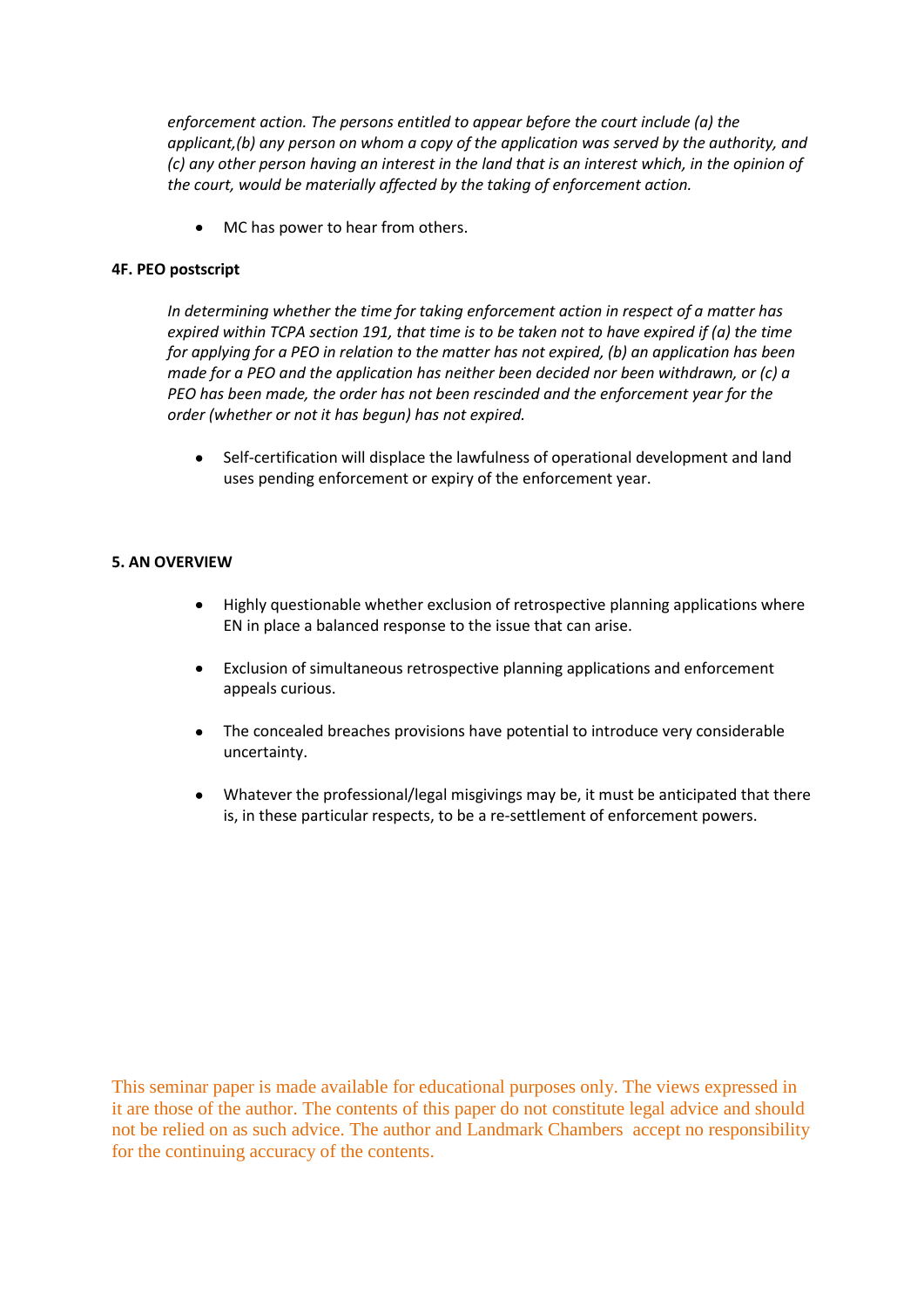*enforcement action. The persons entitled to appear before the court include (a) the applicant,(b) any person on whom a copy of the application was served by the authority, and (c) any other person having an interest in the land that is an interest which, in the opinion of the court, would be materially affected by the taking of enforcement action.*

- MC has power to hear from others.

**4F. PEO postscript**

*In determining whether the time for taking enforcement action in respect of a matter has expired within TCPA section 191, that time is to be taken not to have expired if (a) the time for applying for a PEO in relation to the matter has not expired, (b) an application has been made for a PEO and the application has neither been decided nor been withdrawn, or (c) a PEO has been made, the order has not been rescinded and the enforcement year for the order (whether or not it has begun) has not expired.*

- Self-certification will displace the lawfulness of operational development and land uses pending enforcement or expiry of the enforcement year.

**5. AN OVERVIEW**

- Highly questionable whether exclusion of retrospective planning applications where EN in place a balanced response to the issue that can arise.
- Exclusion of simultaneous retrospective planning applications and enforcement appeals curious.
- The concealed breaches provisions have potential to introduce very considerable uncertainty.
- Whatever the professional/legal misgivings may be, it must be anticipated that there is, in these particular respects, to be a re-settlement of enforcement powers.

This seminar paper is made available for educational purposes only. The views expressed in it are those of the author. The contents of this paper do not constitute legal advice and should not be relied on as such advice. The author and Landmark Chambers accept no responsibility for the continuing accuracy of the contents.